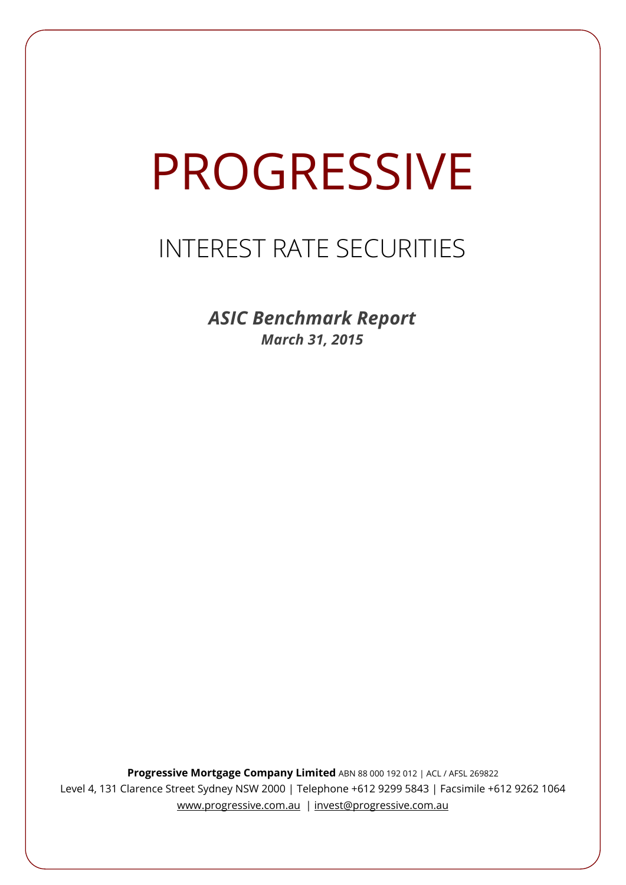# PROGRESSIVE

## INTEREST RATE SECURITIES

***ASIC Benchmark Report***

***March 31, 2015***

**Progressive Mortgage Company Limited** ABN 88 000 192 012 | ACL / AFSL 269822

Level 4, 131 Clarence Street Sydney NSW 2000 | Telephone +612 9299 5843 | Facsimile +612 9262 1064

www.progressive.com.au | invest@progressive.com.au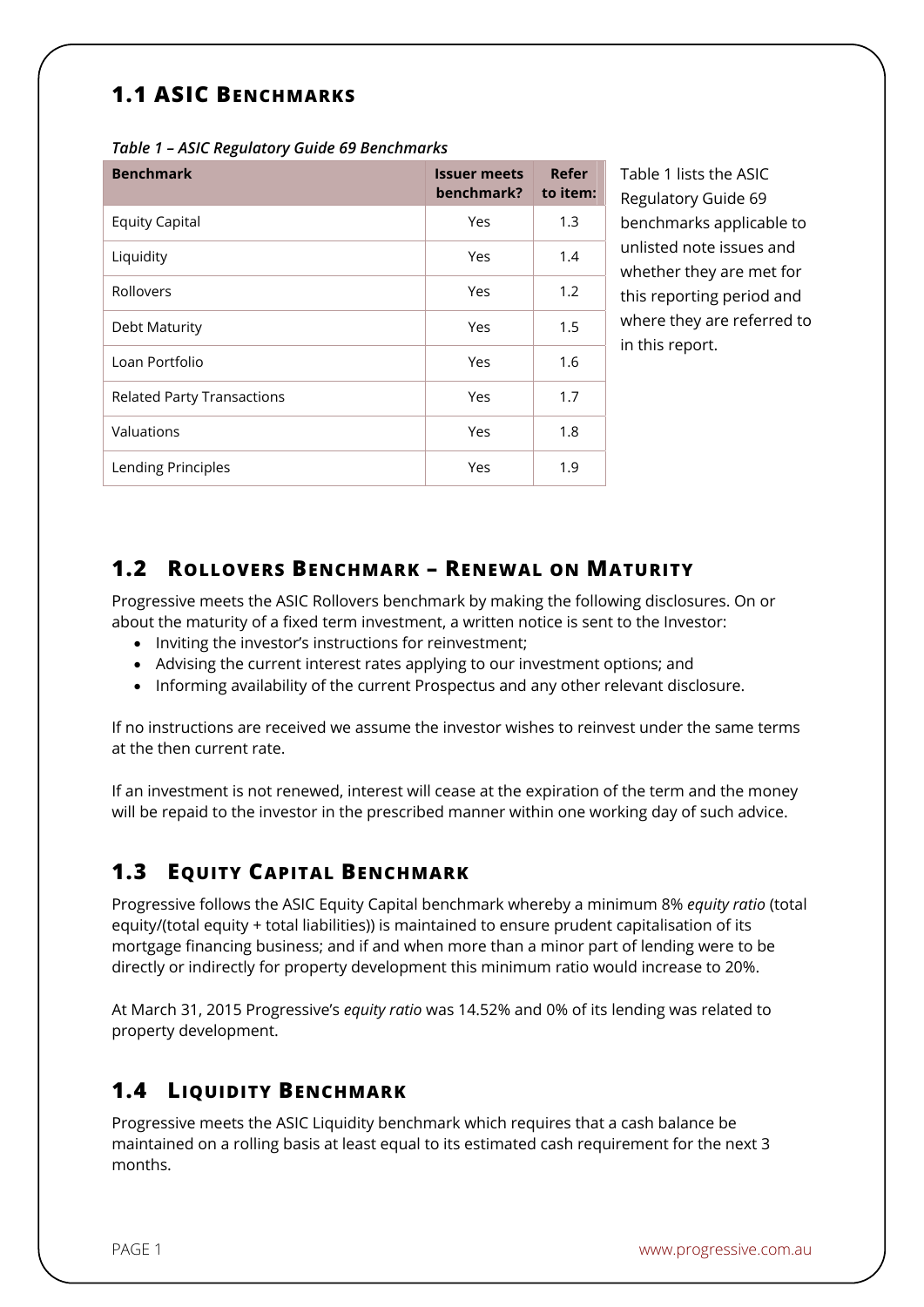## 1.1 ASIC Benchmarks

*Table 1 – ASIC Regulatory Guide 69 Benchmarks*

| Benchmark | Issuer meets benchmark? | Refer to item: |
|---|---|---|
| Equity Capital | Yes | 1.3 |
| Liquidity | Yes | 1.4 |
| Rollovers | Yes | 1.2 |
| Debt Maturity | Yes | 1.5 |
| Loan Portfolio | Yes | 1.6 |
| Related Party Transactions | Yes | 1.7 |
| Valuations | Yes | 1.8 |
| Lending Principles | Yes | 1.9 |

Table 1 lists the ASIC Regulatory Guide 69 benchmarks applicable to unlisted note issues and whether they are met for this reporting period and where they are referred to in this report.

## 1.2 Rollovers Benchmark – Renewal on Maturity

Progressive meets the ASIC Rollovers benchmark by making the following disclosures. On or about the maturity of a fixed term investment, a written notice is sent to the Investor:

- Inviting the investor's instructions for reinvestment;
- Advising the current interest rates applying to our investment options; and
- Informing availability of the current Prospectus and any other relevant disclosure.

If no instructions are received we assume the investor wishes to reinvest under the same terms at the then current rate.

If an investment is not renewed, interest will cease at the expiration of the term and the money will be repaid to the investor in the prescribed manner within one working day of such advice.

## 1.3 Equity Capital Benchmark

Progressive follows the ASIC Equity Capital benchmark whereby a minimum 8% *equity ratio* (total equity/(total equity + total liabilities)) is maintained to ensure prudent capitalisation of its mortgage financing business; and if and when more than a minor part of lending were to be directly or indirectly for property development this minimum ratio would increase to 20%.

At March 31, 2015 Progressive's *equity ratio* was 14.52% and 0% of its lending was related to property development.

## 1.4 Liquidity Benchmark

Progressive meets the ASIC Liquidity benchmark which requires that a cash balance be maintained on a rolling basis at least equal to its estimated cash requirement for the next 3 months.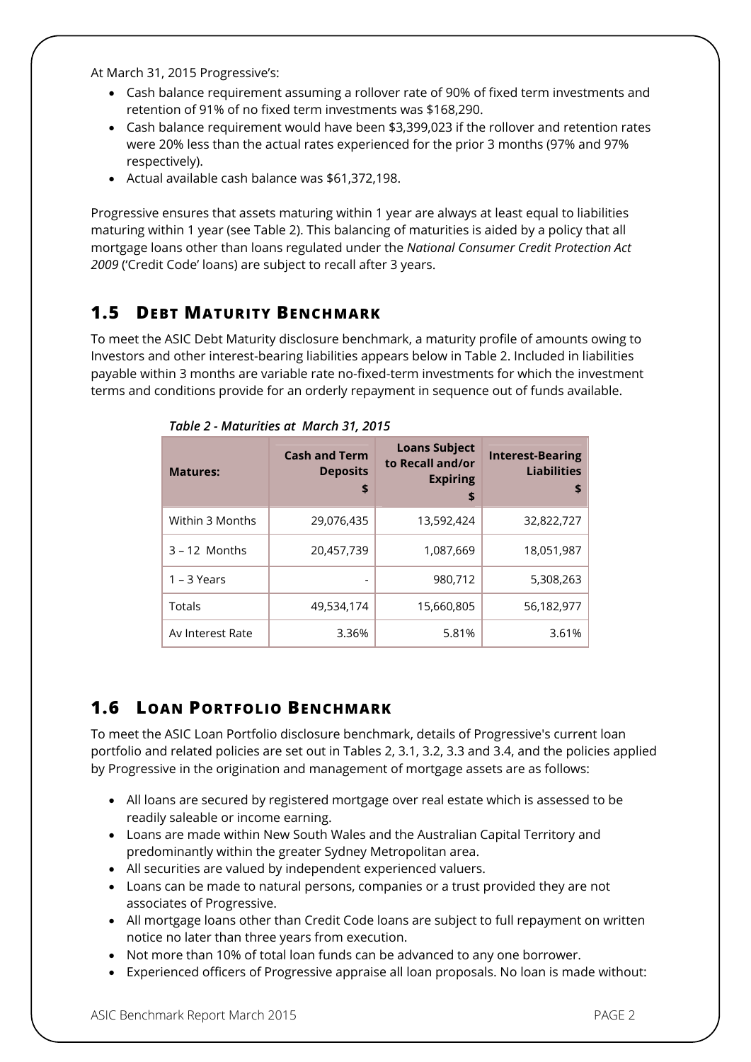At March 31, 2015 Progressive's:

- Cash balance requirement assuming a rollover rate of 90% of fixed term investments and retention of 91% of no fixed term investments was $168,290.
- Cash balance requirement would have been $3,399,023 if the rollover and retention rates were 20% less than the actual rates experienced for the prior 3 months (97% and 97% respectively).
- Actual available cash balance was $61,372,198.

Progressive ensures that assets maturing within 1 year are always at least equal to liabilities maturing within 1 year (see Table 2). This balancing of maturities is aided by a policy that all mortgage loans other than loans regulated under the *National Consumer Credit Protection Act 2009* ('Credit Code' loans) are subject to recall after 3 years.

## 1.5 Debt Maturity Benchmark

To meet the ASIC Debt Maturity disclosure benchmark, a maturity profile of amounts owing to Investors and other interest-bearing liabilities appears below in Table 2. Included in liabilities payable within 3 months are variable rate no-fixed-term investments for which the investment terms and conditions provide for an orderly repayment in sequence out of funds available.

*Table 2 - Maturities at March 31, 2015*

| Matures: | Cash and Term Deposits $ | Loans Subject to Recall and/or Expiring $ | Interest-Bearing Liabilities $ |
|---|---|---|---|
| Within 3 Months | 29,076,435 | 13,592,424 | 32,822,727 |
| 3 – 12 Months | 20,457,739 | 1,087,669 | 18,051,987 |
| 1 – 3 Years | - | 980,712 | 5,308,263 |
| Totals | 49,534,174 | 15,660,805 | 56,182,977 |
| Av Interest Rate | 3.36% | 5.81% | 3.61% |

## 1.6 Loan Portfolio Benchmark

To meet the ASIC Loan Portfolio disclosure benchmark, details of Progressive's current loan portfolio and related policies are set out in Tables 2, 3.1, 3.2, 3.3 and 3.4, and the policies applied by Progressive in the origination and management of mortgage assets are as follows:

- All loans are secured by registered mortgage over real estate which is assessed to be readily saleable or income earning.
- Loans are made within New South Wales and the Australian Capital Territory and predominantly within the greater Sydney Metropolitan area.
- All securities are valued by independent experienced valuers.
- Loans can be made to natural persons, companies or a trust provided they are not associates of Progressive.
- All mortgage loans other than Credit Code loans are subject to full repayment on written notice no later than three years from execution.
- Not more than 10% of total loan funds can be advanced to any one borrower.
- Experienced officers of Progressive appraise all loan proposals. No loan is made without: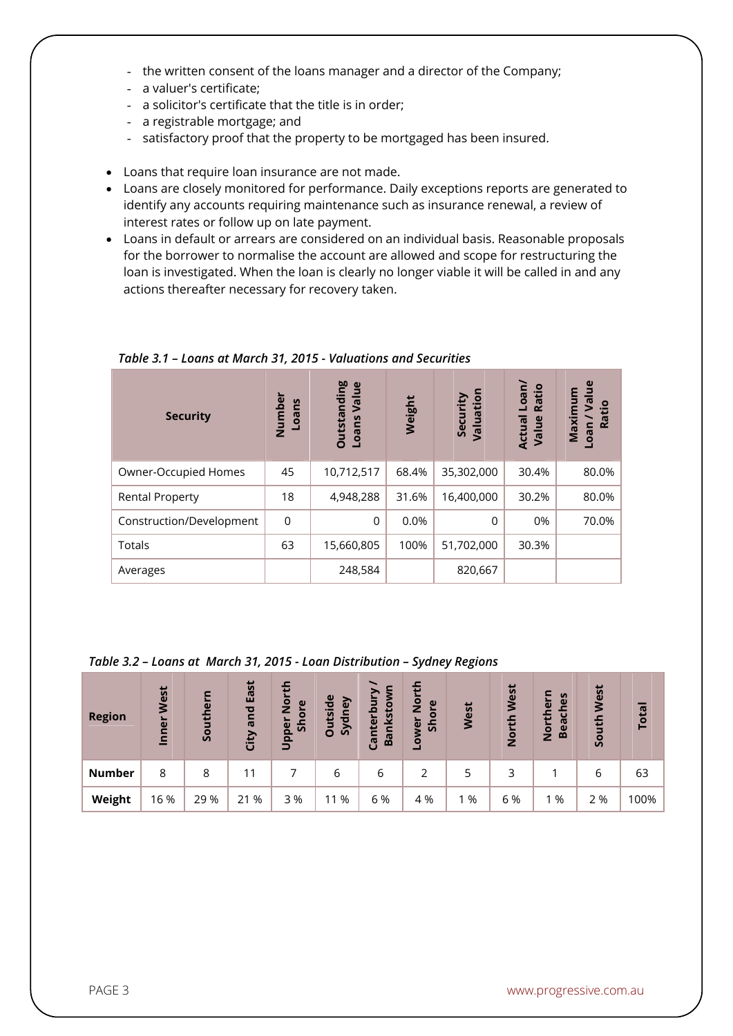- the written consent of the loans manager and a director of the Company;
- a valuer's certificate;
- a solicitor's certificate that the title is in order;
- a registrable mortgage; and
- satisfactory proof that the property to be mortgaged has been insured.

- Loans that require loan insurance are not made.
- Loans are closely monitored for performance. Daily exceptions reports are generated to identify any accounts requiring maintenance such as insurance renewal, a review of interest rates or follow up on late payment.
- Loans in default or arrears are considered on an individual basis. Reasonable proposals for the borrower to normalise the account are allowed and scope for restructuring the loan is investigated. When the loan is clearly no longer viable it will be called in and any actions thereafter necessary for recovery taken.

*Table 3.1 – Loans at March 31, 2015 - Valuations and Securities*

| Security | Number Loans | Outstanding Loans Value | Weight | Security Valuation | Actual Loan/ Value Ratio | Maximum Loan / Value Ratio |
|---|---|---|---|---|---|---|
| Owner-Occupied Homes | 45 | 10,712,517 | 68.4% | 35,302,000 | 30.4% | 80.0% |
| Rental Property | 18 | 4,948,288 | 31.6% | 16,400,000 | 30.2% | 80.0% |
| Construction/Development | 0 | 0 | 0.0% | 0 | 0% | 70.0% |
| Totals | 63 | 15,660,805 | 100% | 51,702,000 | 30.3% | |
| Averages | | 248,584 | | 820,667 | | |

*Table 3.2 – Loans at March 31, 2015 - Loan Distribution – Sydney Regions*

| Region | Inner West | Southern | City and East | Upper North Shore | Outside Sydney | Canterbury / Bankstown | Lower North Shore | West | North West | Northern Beaches | South West | Total |
|---|---|---|---|---|---|---|---|---|---|---|---|---|
| **Number** | 8 | 8 | 11 | 7 | 6 | 6 | 2 | 5 | 3 | 1 | 6 | 63 |
| **Weight** | 16 % | 29 % | 21 % | 3 % | 11 % | 6 % | 4 % | 1 % | 6 % | 1 % | 2 % | 100% |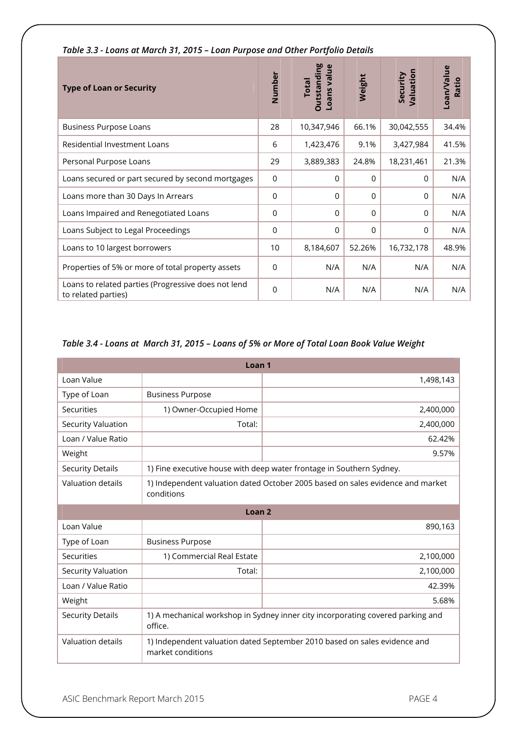*Table 3.3 - Loans at March 31, 2015 – Loan Purpose and Other Portfolio Details*

| Type of Loan or Security | Number | Total Outstanding Loans value | Weight | Security Valuation | Loan/Value Ratio |
|---|---|---|---|---|---|
| Business Purpose Loans | 28 | 10,347,946 | 66.1% | 30,042,555 | 34.4% |
| Residential Investment Loans | 6 | 1,423,476 | 9.1% | 3,427,984 | 41.5% |
| Personal Purpose Loans | 29 | 3,889,383 | 24.8% | 18,231,461 | 21.3% |
| Loans secured or part secured by second mortgages | 0 | 0 | 0 | 0 | N/A |
| Loans more than 30 Days In Arrears | 0 | 0 | 0 | 0 | N/A |
| Loans Impaired and Renegotiated Loans | 0 | 0 | 0 | 0 | N/A |
| Loans Subject to Legal Proceedings | 0 | 0 | 0 | 0 | N/A |
| Loans to 10 largest borrowers | 10 | 8,184,607 | 52.26% | 16,732,178 | 48.9% |
| Properties of 5% or more of total property assets | 0 | N/A | N/A | N/A | N/A |
| Loans to related parties (Progressive does not lend to related parties) | 0 | N/A | N/A | N/A | N/A |

*Table 3.4 - Loans at March 31, 2015 – Loans of 5% or More of Total Loan Book Value Weight*

| Loan 1 | | |
|---|---|---|
| Loan Value | | 1,498,143 |
| Type of Loan | Business Purpose | |
| Securities | 1) Owner-Occupied Home | 2,400,000 |
| Security Valuation | Total: | 2,400,000 |
| Loan / Value Ratio | | 62.42% |
| Weight | | 9.57% |
| Security Details | 1) Fine executive house with deep water frontage in Southern Sydney. | |
| Valuation details | 1) Independent valuation dated October 2005 based on sales evidence and market conditions | |
| **Loan 2** | | |
| Loan Value | | 890,163 |
| Type of Loan | Business Purpose | |
| Securities | 1) Commercial Real Estate | 2,100,000 |
| Security Valuation | Total: | 2,100,000 |
| Loan / Value Ratio | | 42.39% |
| Weight | | 5.68% |
| Security Details | 1) A mechanical workshop in Sydney inner city incorporating covered parking and office. | |
| Valuation details | 1) Independent valuation dated September 2010 based on sales evidence and market conditions | |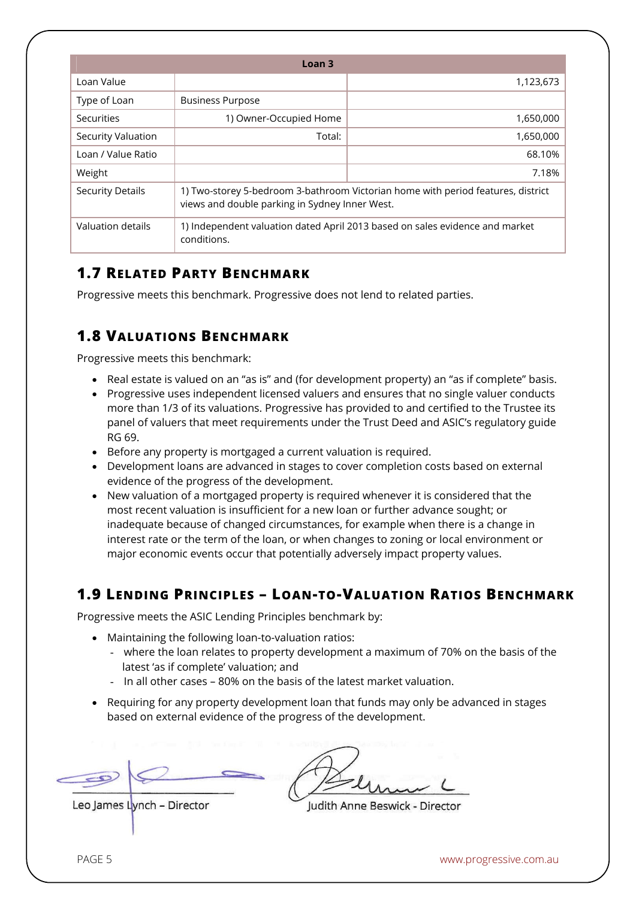| Loan 3 | | |
|---|---|---|
| Loan Value | | 1,123,673 |
| Type of Loan | Business Purpose | |
| Securities | 1) Owner-Occupied Home | 1,650,000 |
| Security Valuation | Total: | 1,650,000 |
| Loan / Value Ratio | | 68.10% |
| Weight | | 7.18% |
| Security Details | 1) Two-storey 5-bedroom 3-bathroom Victorian home with period features, district views and double parking in Sydney Inner West. | |
| Valuation details | 1) Independent valuation dated April 2013 based on sales evidence and market conditions. | |

## 1.7 Related Party Benchmark

Progressive meets this benchmark. Progressive does not lend to related parties.

## 1.8 Valuations Benchmark

Progressive meets this benchmark:

- Real estate is valued on an "as is" and (for development property) an "as if complete" basis.
- Progressive uses independent licensed valuers and ensures that no single valuer conducts more than 1/3 of its valuations. Progressive has provided to and certified to the Trustee its panel of valuers that meet requirements under the Trust Deed and ASIC's regulatory guide RG 69.
- Before any property is mortgaged a current valuation is required.
- Development loans are advanced in stages to cover completion costs based on external evidence of the progress of the development.
- New valuation of a mortgaged property is required whenever it is considered that the most recent valuation is insufficient for a new loan or further advance sought; or inadequate because of changed circumstances, for example when there is a change in interest rate or the term of the loan, or when changes to zoning or local environment or major economic events occur that potentially adversely impact property values.

## 1.9 Lending Principles – Loan-to-Valuation Ratios Benchmark

Progressive meets the ASIC Lending Principles benchmark by:

- Maintaining the following loan-to-valuation ratios:
  - where the loan relates to property development a maximum of 70% on the basis of the latest 'as if complete' valuation; and
  - In all other cases – 80% on the basis of the latest market valuation.
- Requiring for any property development loan that funds may only be advanced in stages based on external evidence of the progress of the development.

Leo James Lynch – Director

Judith Anne Beswick - Director

www.progressive.com.au